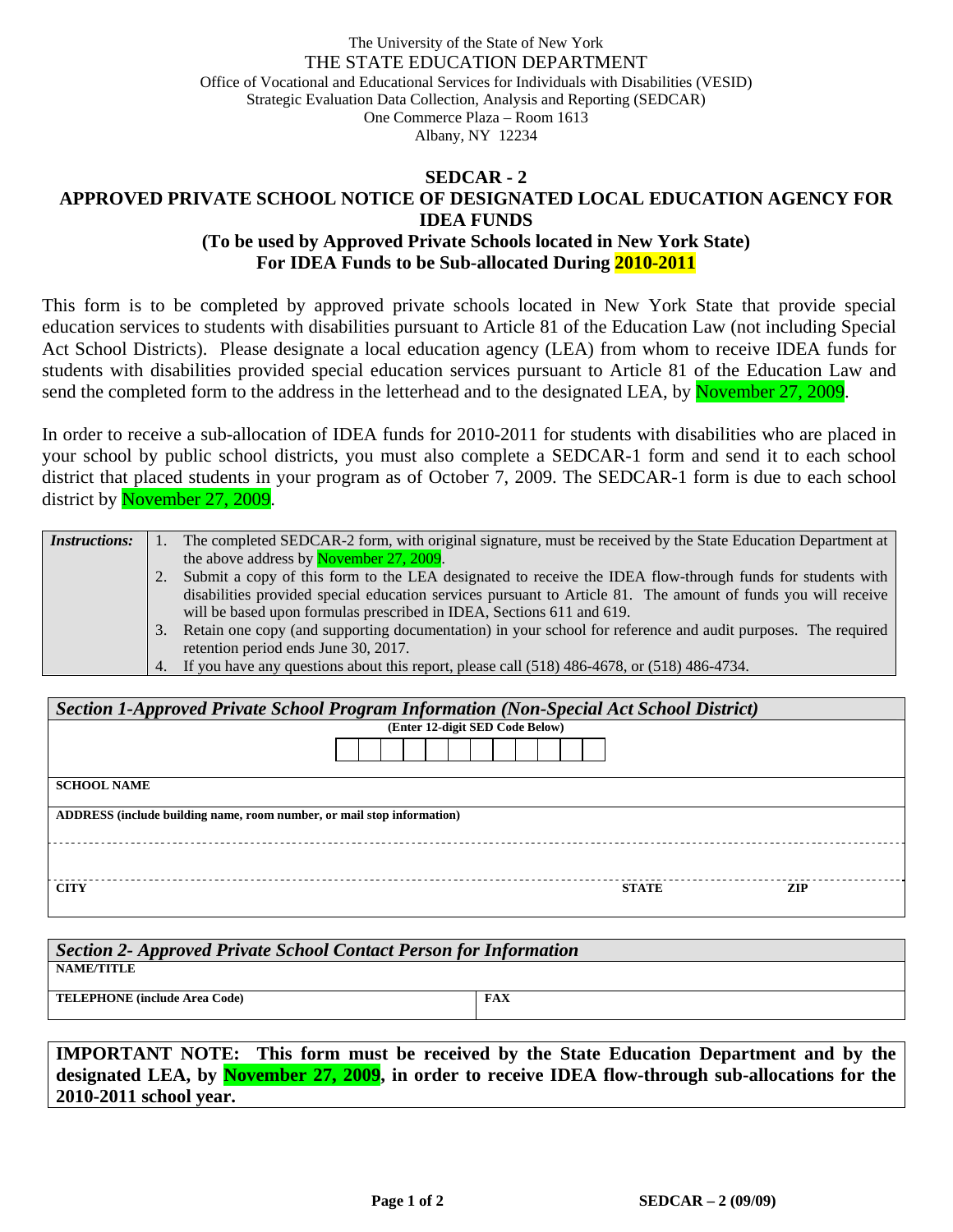The University of the State of New York
THE STATE EDUCATION DEPARTMENT
Office of Vocational and Educational Services for Individuals with Disabilities (VESID)
Strategic Evaluation Data Collection, Analysis and Reporting (SEDCAR)
One Commerce Plaza – Room 1613
Albany, NY 12234

# SEDCAR - 2
# APPROVED PRIVATE SCHOOL NOTICE OF DESIGNATED LOCAL EDUCATION AGENCY FOR IDEA FUNDS
## (To be used by Approved Private Schools located in New York State)
## For IDEA Funds to be Sub-allocated During 2010-2011

This form is to be completed by approved private schools located in New York State that provide special education services to students with disabilities pursuant to Article 81 of the Education Law (not including Special Act School Districts). Please designate a local education agency (LEA) from whom to receive IDEA funds for students with disabilities provided special education services pursuant to Article 81 of the Education Law and send the completed form to the address in the letterhead and to the designated LEA, by November 27, 2009.

In order to receive a sub-allocation of IDEA funds for 2010-2011 for students with disabilities who are placed in your school by public school districts, you must also complete a SEDCAR-1 form and send it to each school district that placed students in your program as of October 7, 2009. The SEDCAR-1 form is due to each school district by November 27, 2009.

| *Instructions:* | |
|---|---|
| | 1. The completed SEDCAR-2 form, with original signature, must be received by the State Education Department at the above address by November 27, 2009. |
| | 2. Submit a copy of this form to the LEA designated to receive the IDEA flow-through funds for students with disabilities provided special education services pursuant to Article 81. The amount of funds you will receive will be based upon formulas prescribed in IDEA, Sections 611 and 619. |
| | 3. Retain one copy (and supporting documentation) in your school for reference and audit purposes. The required retention period ends June 30, 2017. |
| | 4. If you have any questions about this report, please call (518) 486-4678, or (518) 486-4734. |

| *Section 1-Approved Private School Program Information (Non-Special Act School District)* | | |
|---|---|---|
| **(Enter 12-digit SED Code Below)** | | |
| | | |
| **SCHOOL NAME** | | |
| **ADDRESS (include building name, room number, or mail stop information)** | | |
| | | |
| **CITY** | **STATE** | **ZIP** |

| *Section 2- Approved Private School Contact Person for Information* | |
|---|---|
| **NAME/TITLE** | |
| **TELEPHONE (include Area Code)** | **FAX** |

**IMPORTANT NOTE: This form must be received by the State Education Department and by the designated LEA, by November 27, 2009, in order to receive IDEA flow-through sub-allocations for the 2010-2011 school year.**

SEDCAR – 2 (09/09)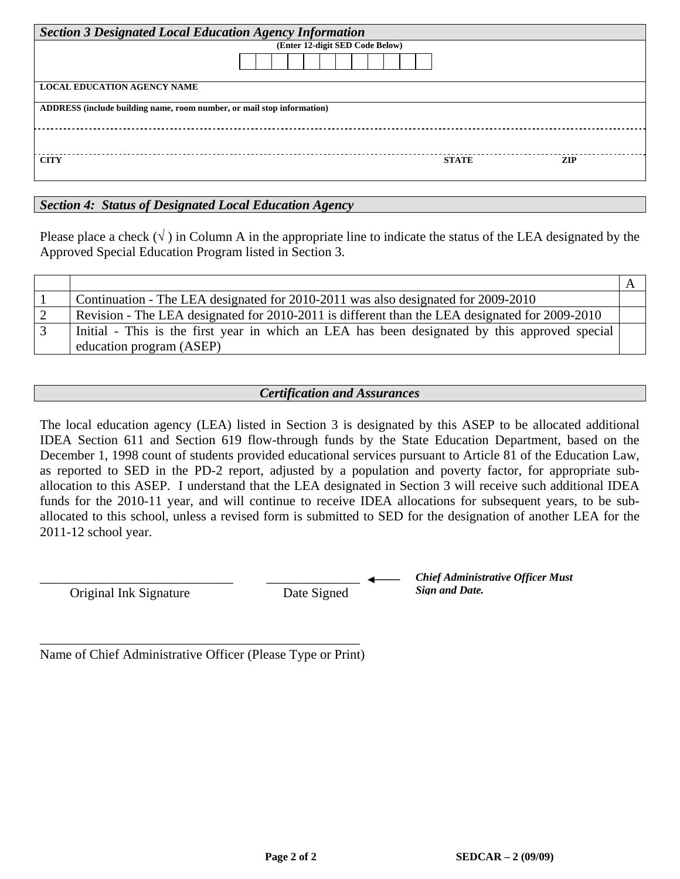## *Section 3 Designated Local Education Agency Information*

**(Enter 12-digit SED Code Below)**

| | | | | | | | | | | | |
|---|---|---|---|---|---|---|---|---|---|---|---|
| | | | | | | | | | | | |

**LOCAL EDUCATION AGENCY NAME**

**ADDRESS (include building name, room number, or mail stop information)**

**CITY** **STATE** **ZIP**

## *Section 4: Status of Designated Local Education Agency*

Please place a check (√ ) in Column A in the appropriate line to indicate the status of the LEA designated by the Approved Special Education Program listed in Section 3.

| | | A |
|---|---|---|
| 1 | Continuation - The LEA designated for 2010-2011 was also designated for 2009-2010 | |
| 2 | Revision - The LEA designated for 2010-2011 is different than the LEA designated for 2009-2010 | |
| 3 | Initial - This is the first year in which an LEA has been designated by this approved special education program (ASEP) | |

## *Certification and Assurances*

The local education agency (LEA) listed in Section 3 is designated by this ASEP to be allocated additional IDEA Section 611 and Section 619 flow-through funds by the State Education Department, based on the December 1, 1998 count of students provided educational services pursuant to Article 81 of the Education Law, as reported to SED in the PD-2 report, adjusted by a population and poverty factor, for appropriate sub-allocation to this ASEP. I understand that the LEA designated in Section 3 will receive such additional IDEA funds for the 2010-11 year, and will continue to receive IDEA allocations for subsequent years, to be sub-allocated to this school, unless a revised form is submitted to SED for the designation of another LEA for the 2011-12 school year.

\_\_\_\_\_\_\_\_\_\_\_\_\_\_\_\_\_\_\_\_\_\_\_\_\_\_\_\_\_\_ \_\_\_\_\_\_\_\_\_\_\_\_\_\_\_ ← ***Chief Administrative Officer Must Sign and Date.***

Original Ink Signature Date Signed

\_\_\_\_\_\_\_\_\_\_\_\_\_\_\_\_\_\_\_\_\_\_\_\_\_\_\_\_\_\_\_\_\_\_\_\_\_\_\_\_\_\_\_\_\_\_\_\_

Name of Chief Administrative Officer (Please Type or Print)

**SEDCAR – 2 (09/09)**